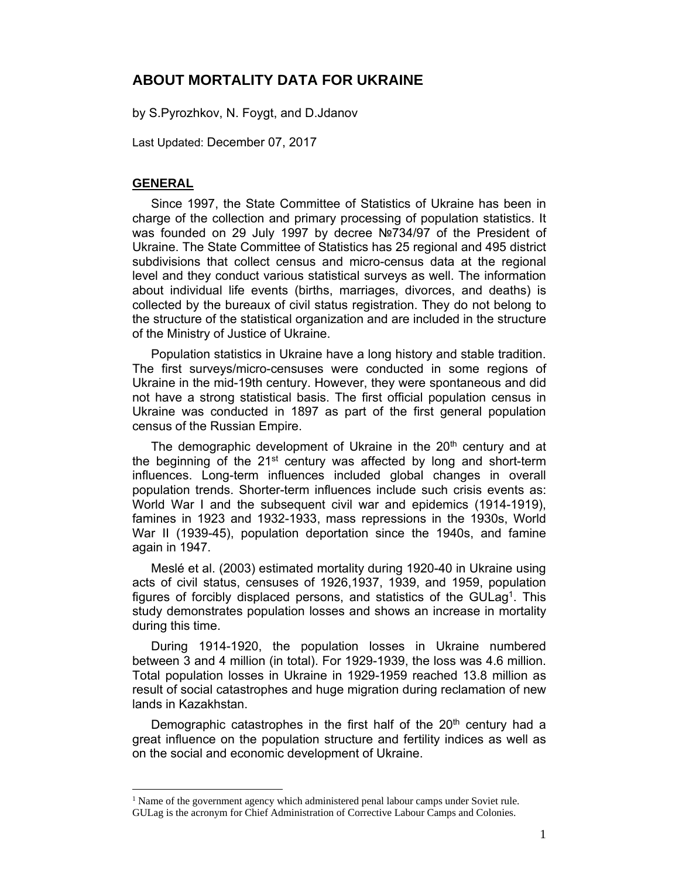# ABOUT MORTALITY DATA FOR UKRAINE

by S.Pyrozhkov, N. Foygt, and D.Jdanov

Last Updated: December 07, 2017

## GENERAL

Since 1997, the State Committee of Statistics of Ukraine has been in charge of the collection and primary processing of population statistics. It was founded on 29 July 1997 by decree №734/97 of the President of Ukraine. The State Committee of Statistics has 25 regional and 495 district subdivisions that collect census and micro-census data at the regional level and they conduct various statistical surveys as well. The information about individual life events (births, marriages, divorces, and deaths) is collected by the bureaux of civil status registration. They do not belong to the structure of the statistical organization and are included in the structure of the Ministry of Justice of Ukraine.

Population statistics in Ukraine have a long history and stable tradition. The first surveys/micro-censuses were conducted in some regions of Ukraine in the mid-19th century. However, they were spontaneous and did not have a strong statistical basis. The first official population census in Ukraine was conducted in 1897 as part of the first general population census of the Russian Empire.

The demographic development of Ukraine in the 20th century and at the beginning of the 21st century was affected by long and short-term influences. Long-term influences included global changes in overall population trends. Shorter-term influences include such crisis events as: World War I and the subsequent civil war and epidemics (1914-1919), famines in 1923 and 1932-1933, mass repressions in the 1930s, World War II (1939-45), population deportation since the 1940s, and famine again in 1947.

Meslé et al. (2003) estimated mortality during 1920-40 in Ukraine using acts of civil status, censuses of 1926,1937, 1939, and 1959, population figures of forcibly displaced persons, and statistics of the GULag[1]. This study demonstrates population losses and shows an increase in mortality during this time.

During 1914-1920, the population losses in Ukraine numbered between 3 and 4 million (in total). For 1929-1939, the loss was 4.6 million. Total population losses in Ukraine in 1929-1959 reached 13.8 million as result of social catastrophes and huge migration during reclamation of new lands in Kazakhstan.

Demographic catastrophes in the first half of the 20th century had a great influence on the population structure and fertility indices as well as on the social and economic development of Ukraine.

[1] Name of the government agency which administered penal labour camps under Soviet rule. GULag is the acronym for Chief Administration of Corrective Labour Camps and Colonies.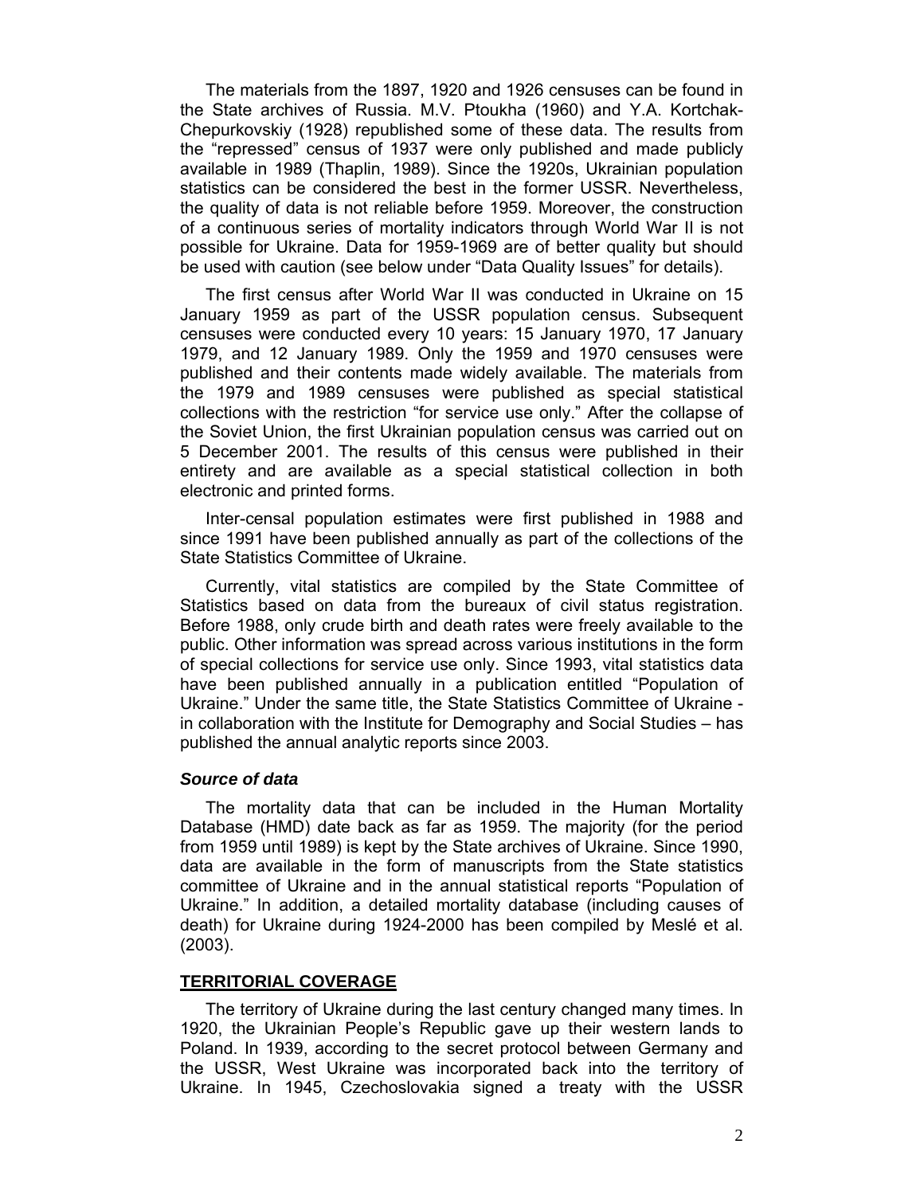The materials from the 1897, 1920 and 1926 censuses can be found in the State archives of Russia. M.V. Ptoukha (1960) and Y.A. Kortchak-Chepurkovskiy (1928) republished some of these data. The results from the "repressed" census of 1937 were only published and made publicly available in 1989 (Thaplin, 1989). Since the 1920s, Ukrainian population statistics can be considered the best in the former USSR. Nevertheless, the quality of data is not reliable before 1959. Moreover, the construction of a continuous series of mortality indicators through World War II is not possible for Ukraine. Data for 1959-1969 are of better quality but should be used with caution (see below under "Data Quality Issues" for details).

The first census after World War II was conducted in Ukraine on 15 January 1959 as part of the USSR population census. Subsequent censuses were conducted every 10 years: 15 January 1970, 17 January 1979, and 12 January 1989. Only the 1959 and 1970 censuses were published and their contents made widely available. The materials from the 1979 and 1989 censuses were published as special statistical collections with the restriction "for service use only." After the collapse of the Soviet Union, the first Ukrainian population census was carried out on 5 December 2001. The results of this census were published in their entirety and are available as a special statistical collection in both electronic and printed forms.

Inter-censal population estimates were first published in 1988 and since 1991 have been published annually as part of the collections of the State Statistics Committee of Ukraine.

Currently, vital statistics are compiled by the State Committee of Statistics based on data from the bureaux of civil status registration. Before 1988, only crude birth and death rates were freely available to the public. Other information was spread across various institutions in the form of special collections for service use only. Since 1993, vital statistics data have been published annually in a publication entitled "Population of Ukraine." Under the same title, the State Statistics Committee of Ukraine - in collaboration with the Institute for Demography and Social Studies – has published the annual analytic reports since 2003.

### *Source of data*

The mortality data that can be included in the Human Mortality Database (HMD) date back as far as 1959. The majority (for the period from 1959 until 1989) is kept by the State archives of Ukraine. Since 1990, data are available in the form of manuscripts from the State statistics committee of Ukraine and in the annual statistical reports "Population of Ukraine." In addition, a detailed mortality database (including causes of death) for Ukraine during 1924-2000 has been compiled by Meslé et al. (2003).

## TERRITORIAL COVERAGE

The territory of Ukraine during the last century changed many times. In 1920, the Ukrainian People's Republic gave up their western lands to Poland. In 1939, according to the secret protocol between Germany and the USSR, West Ukraine was incorporated back into the territory of Ukraine. In 1945, Czechoslovakia signed a treaty with the USSR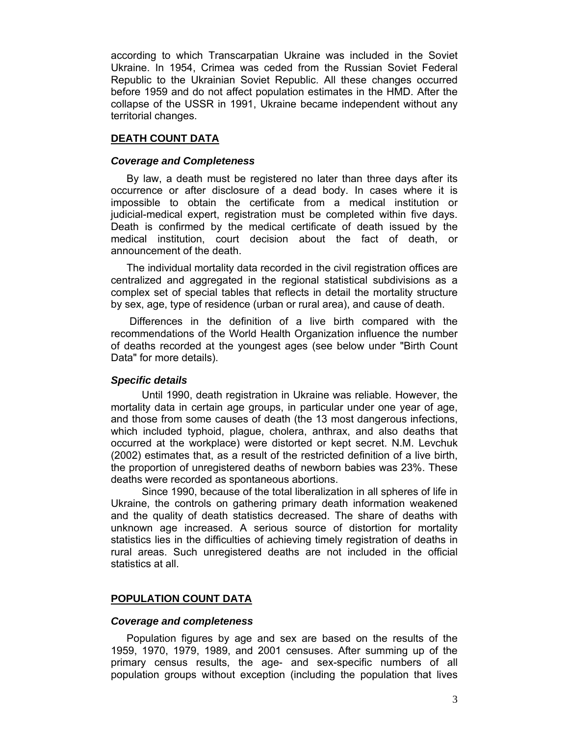according to which Transcarpatian Ukraine was included in the Soviet Ukraine. In 1954, Crimea was ceded from the Russian Soviet Federal Republic to the Ukrainian Soviet Republic. All these changes occurred before 1959 and do not affect population estimates in the HMD. After the collapse of the USSR in 1991, Ukraine became independent without any territorial changes.

## DEATH COUNT DATA

### *Coverage and Completeness*

By law, a death must be registered no later than three days after its occurrence or after disclosure of a dead body. In cases where it is impossible to obtain the certificate from a medical institution or judicial-medical expert, registration must be completed within five days. Death is confirmed by the medical certificate of death issued by the medical institution, court decision about the fact of death, or announcement of the death.

The individual mortality data recorded in the civil registration offices are centralized and aggregated in the regional statistical subdivisions as a complex set of special tables that reflects in detail the mortality structure by sex, age, type of residence (urban or rural area), and cause of death.

Differences in the definition of a live birth compared with the recommendations of the World Health Organization influence the number of deaths recorded at the youngest ages (see below under "Birth Count Data" for more details).

### *Specific details*

Until 1990, death registration in Ukraine was reliable. However, the mortality data in certain age groups, in particular under one year of age, and those from some causes of death (the 13 most dangerous infections, which included typhoid, plague, cholera, anthrax, and also deaths that occurred at the workplace) were distorted or kept secret. N.M. Levchuk (2002) estimates that, as a result of the restricted definition of a live birth, the proportion of unregistered deaths of newborn babies was 23%. These deaths were recorded as spontaneous abortions.

Since 1990, because of the total liberalization in all spheres of life in Ukraine, the controls on gathering primary death information weakened and the quality of death statistics decreased. The share of deaths with unknown age increased. A serious source of distortion for mortality statistics lies in the difficulties of achieving timely registration of deaths in rural areas. Such unregistered deaths are not included in the official statistics at all.

## POPULATION COUNT DATA

### *Coverage and completeness*

Population figures by age and sex are based on the results of the 1959, 1970, 1979, 1989, and 2001 censuses. After summing up of the primary census results, the age- and sex-specific numbers of all population groups without exception (including the population that lives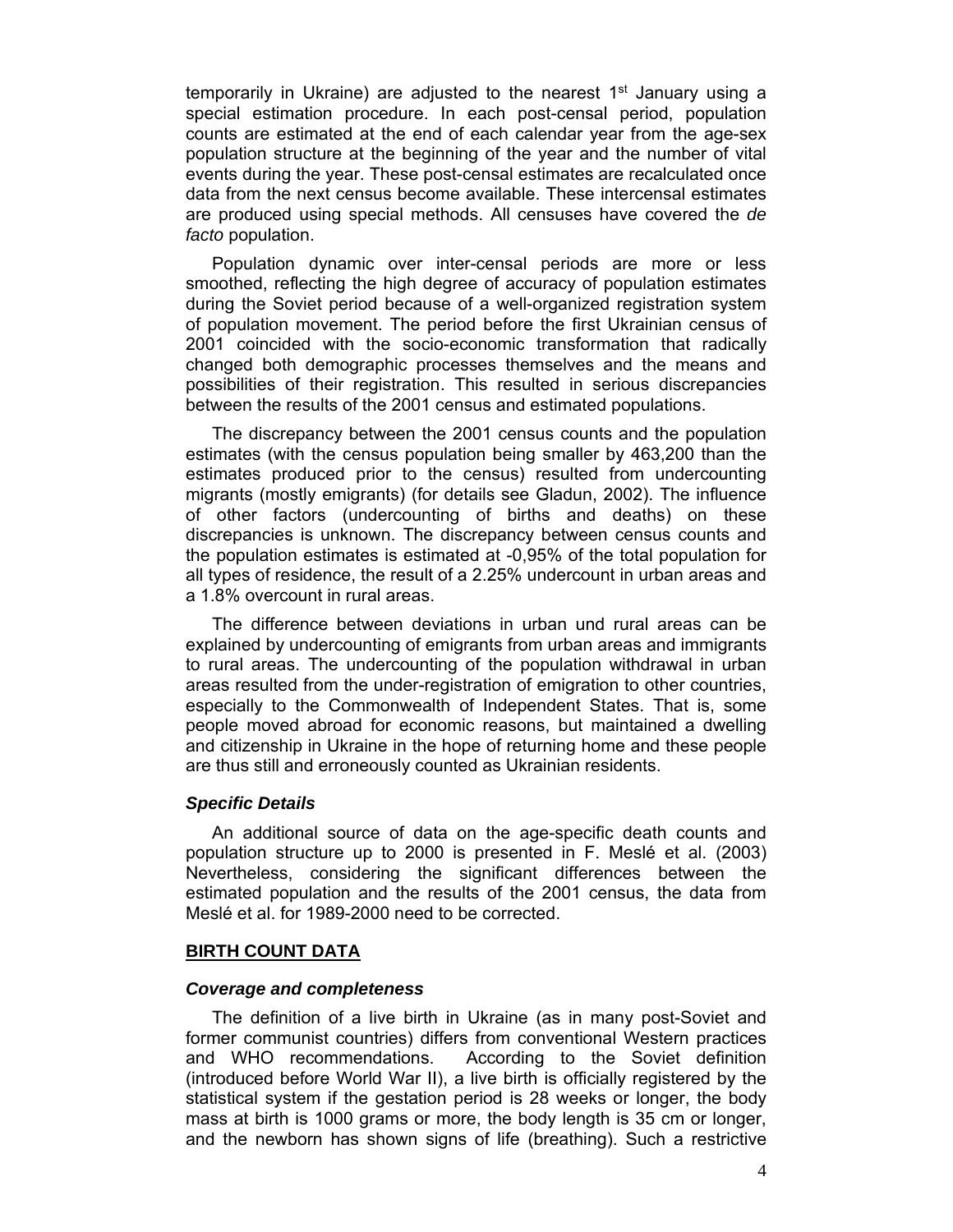temporarily in Ukraine) are adjusted to the nearest 1st January using a special estimation procedure. In each post-censal period, population counts are estimated at the end of each calendar year from the age-sex population structure at the beginning of the year and the number of vital events during the year. These post-censal estimates are recalculated once data from the next census become available. These intercensal estimates are produced using special methods. All censuses have covered the *de facto* population.

Population dynamic over inter-censal periods are more or less smoothed, reflecting the high degree of accuracy of population estimates during the Soviet period because of a well-organized registration system of population movement. The period before the first Ukrainian census of 2001 coincided with the socio-economic transformation that radically changed both demographic processes themselves and the means and possibilities of their registration. This resulted in serious discrepancies between the results of the 2001 census and estimated populations.

The discrepancy between the 2001 census counts and the population estimates (with the census population being smaller by 463,200 than the estimates produced prior to the census) resulted from undercounting migrants (mostly emigrants) (for details see Gladun, 2002). The influence of other factors (undercounting of births and deaths) on these discrepancies is unknown. The discrepancy between census counts and the population estimates is estimated at -0,95% of the total population for all types of residence, the result of a 2.25% undercount in urban areas and a 1.8% overcount in rural areas.

The difference between deviations in urban und rural areas can be explained by undercounting of emigrants from urban areas and immigrants to rural areas. The undercounting of the population withdrawal in urban areas resulted from the under-registration of emigration to other countries, especially to the Commonwealth of Independent States. That is, some people moved abroad for economic reasons, but maintained a dwelling and citizenship in Ukraine in the hope of returning home and these people are thus still and erroneously counted as Ukrainian residents.

### *Specific Details*

An additional source of data on the age-specific death counts and population structure up to 2000 is presented in F. Meslé et al. (2003) Nevertheless, considering the significant differences between the estimated population and the results of the 2001 census, the data from Meslé et al. for 1989-2000 need to be corrected.

## **BIRTH COUNT DATA**

### *Coverage and completeness*

The definition of a live birth in Ukraine (as in many post-Soviet and former communist countries) differs from conventional Western practices and WHO recommendations. According to the Soviet definition (introduced before World War II), a live birth is officially registered by the statistical system if the gestation period is 28 weeks or longer, the body mass at birth is 1000 grams or more, the body length is 35 cm or longer, and the newborn has shown signs of life (breathing). Such a restrictive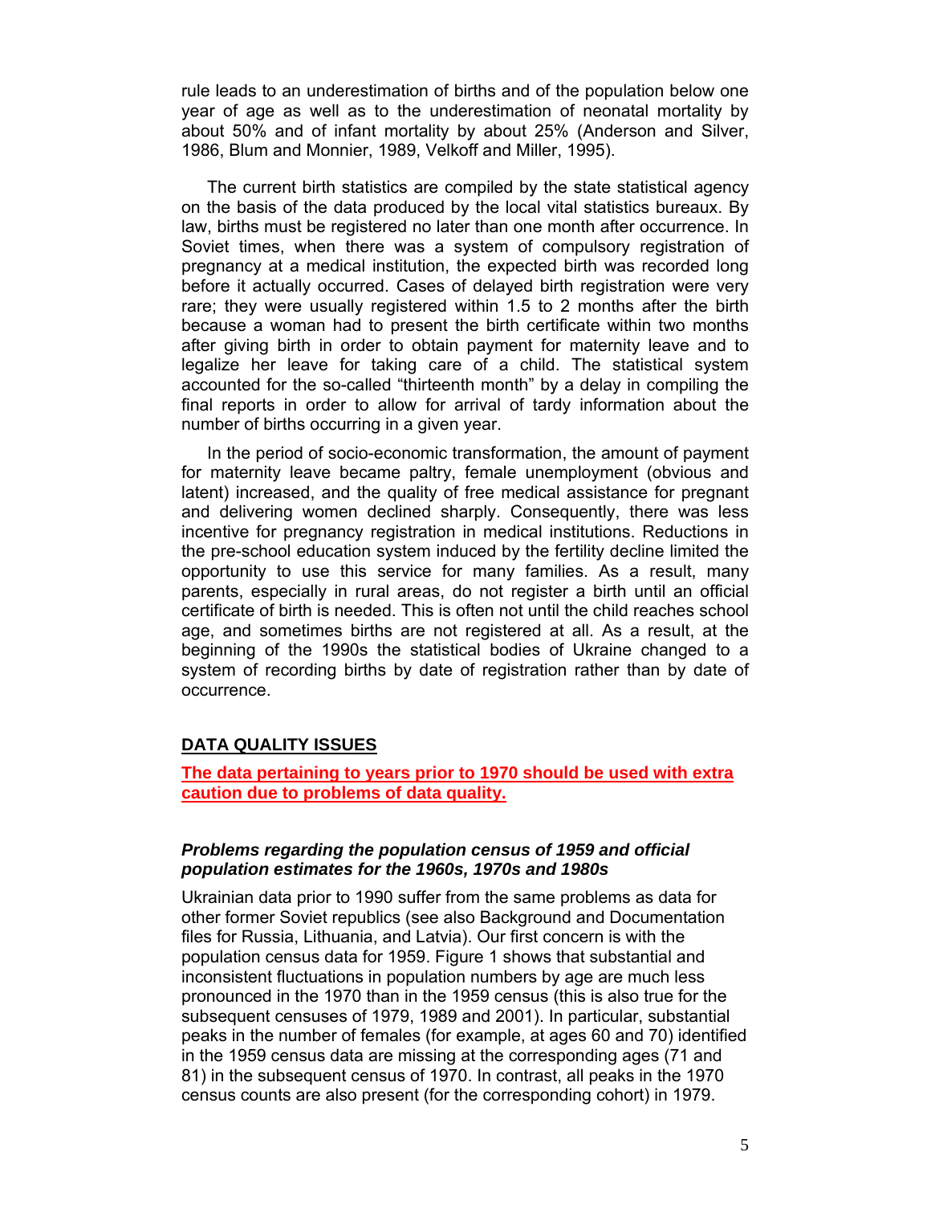rule leads to an underestimation of births and of the population below one year of age as well as to the underestimation of neonatal mortality by about 50% and of infant mortality by about 25% (Anderson and Silver, 1986, Blum and Monnier, 1989, Velkoff and Miller, 1995).

The current birth statistics are compiled by the state statistical agency on the basis of the data produced by the local vital statistics bureaux. By law, births must be registered no later than one month after occurrence. In Soviet times, when there was a system of compulsory registration of pregnancy at a medical institution, the expected birth was recorded long before it actually occurred. Cases of delayed birth registration were very rare; they were usually registered within 1.5 to 2 months after the birth because a woman had to present the birth certificate within two months after giving birth in order to obtain payment for maternity leave and to legalize her leave for taking care of a child. The statistical system accounted for the so-called "thirteenth month" by a delay in compiling the final reports in order to allow for arrival of tardy information about the number of births occurring in a given year.

In the period of socio-economic transformation, the amount of payment for maternity leave became paltry, female unemployment (obvious and latent) increased, and the quality of free medical assistance for pregnant and delivering women declined sharply. Consequently, there was less incentive for pregnancy registration in medical institutions. Reductions in the pre-school education system induced by the fertility decline limited the opportunity to use this service for many families. As a result, many parents, especially in rural areas, do not register a birth until an official certificate of birth is needed. This is often not until the child reaches school age, and sometimes births are not registered at all. As a result, at the beginning of the 1990s the statistical bodies of Ukraine changed to a system of recording births by date of registration rather than by date of occurrence.

## DATA QUALITY ISSUES

**The data pertaining to years prior to 1970 should be used with extra caution due to problems of data quality.**

### *Problems regarding the population census of 1959 and official population estimates for the 1960s, 1970s and 1980s*

Ukrainian data prior to 1990 suffer from the same problems as data for other former Soviet republics (see also Background and Documentation files for Russia, Lithuania, and Latvia). Our first concern is with the population census data for 1959. Figure 1 shows that substantial and inconsistent fluctuations in population numbers by age are much less pronounced in the 1970 than in the 1959 census (this is also true for the subsequent censuses of 1979, 1989 and 2001). In particular, substantial peaks in the number of females (for example, at ages 60 and 70) identified in the 1959 census data are missing at the corresponding ages (71 and 81) in the subsequent census of 1970. In contrast, all peaks in the 1970 census counts are also present (for the corresponding cohort) in 1979.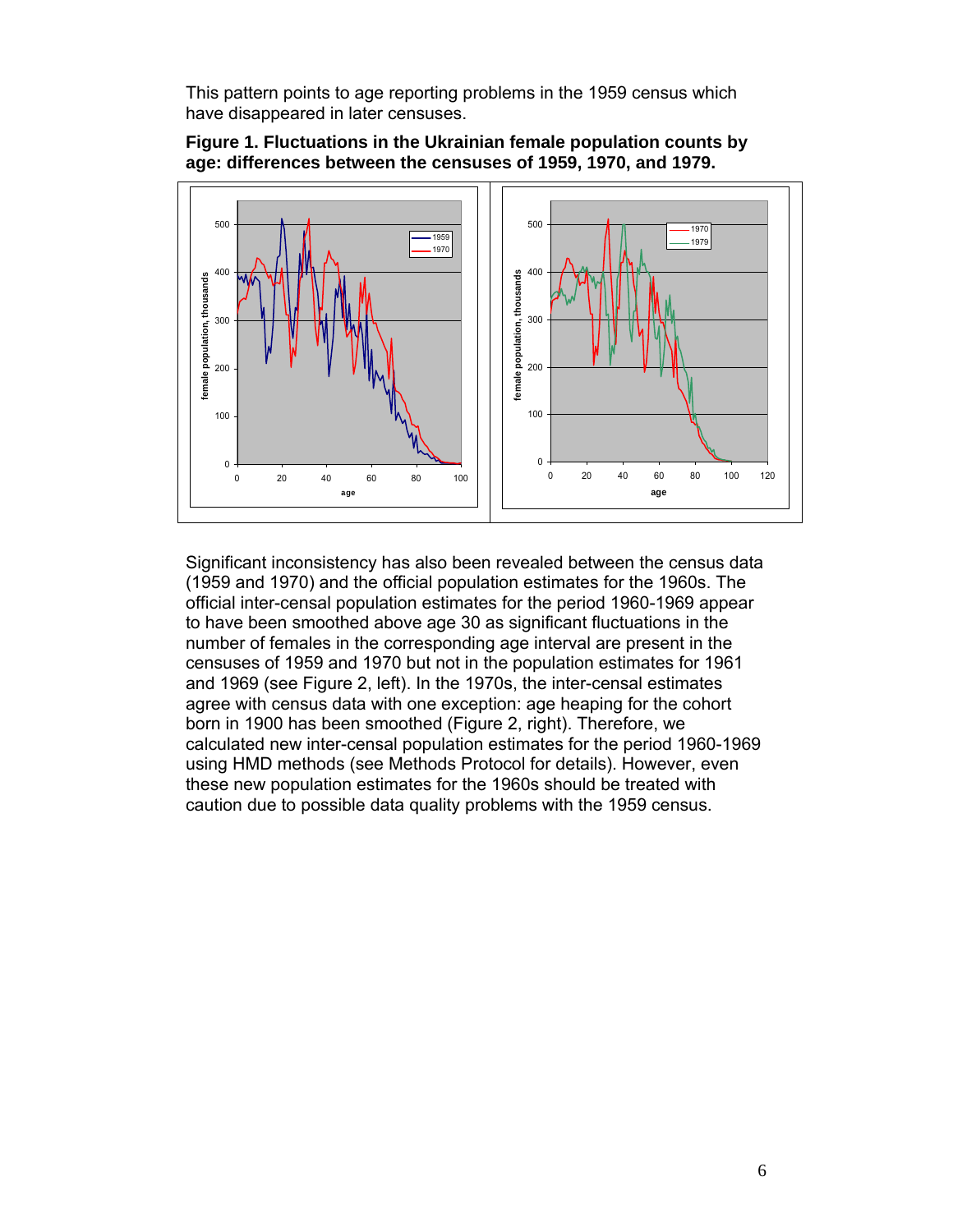This pattern points to age reporting problems in the 1959 census which have disappeared in later censuses.

**Figure 1. Fluctuations in the Ukrainian female population counts by age: differences between the censuses of 1959, 1970, and 1979.**

Significant inconsistency has also been revealed between the census data (1959 and 1970) and the official population estimates for the 1960s. The official inter-censal population estimates for the period 1960-1969 appear to have been smoothed above age 30 as significant fluctuations in the number of females in the corresponding age interval are present in the censuses of 1959 and 1970 but not in the population estimates for 1961 and 1969 (see Figure 2, left). In the 1970s, the inter-censal estimates agree with census data with one exception: age heaping for the cohort born in 1900 has been smoothed (Figure 2, right). Therefore, we calculated new inter-censal population estimates for the period 1960-1969 using HMD methods (see Methods Protocol for details). However, even these new population estimates for the 1960s should be treated with caution due to possible data quality problems with the 1959 census.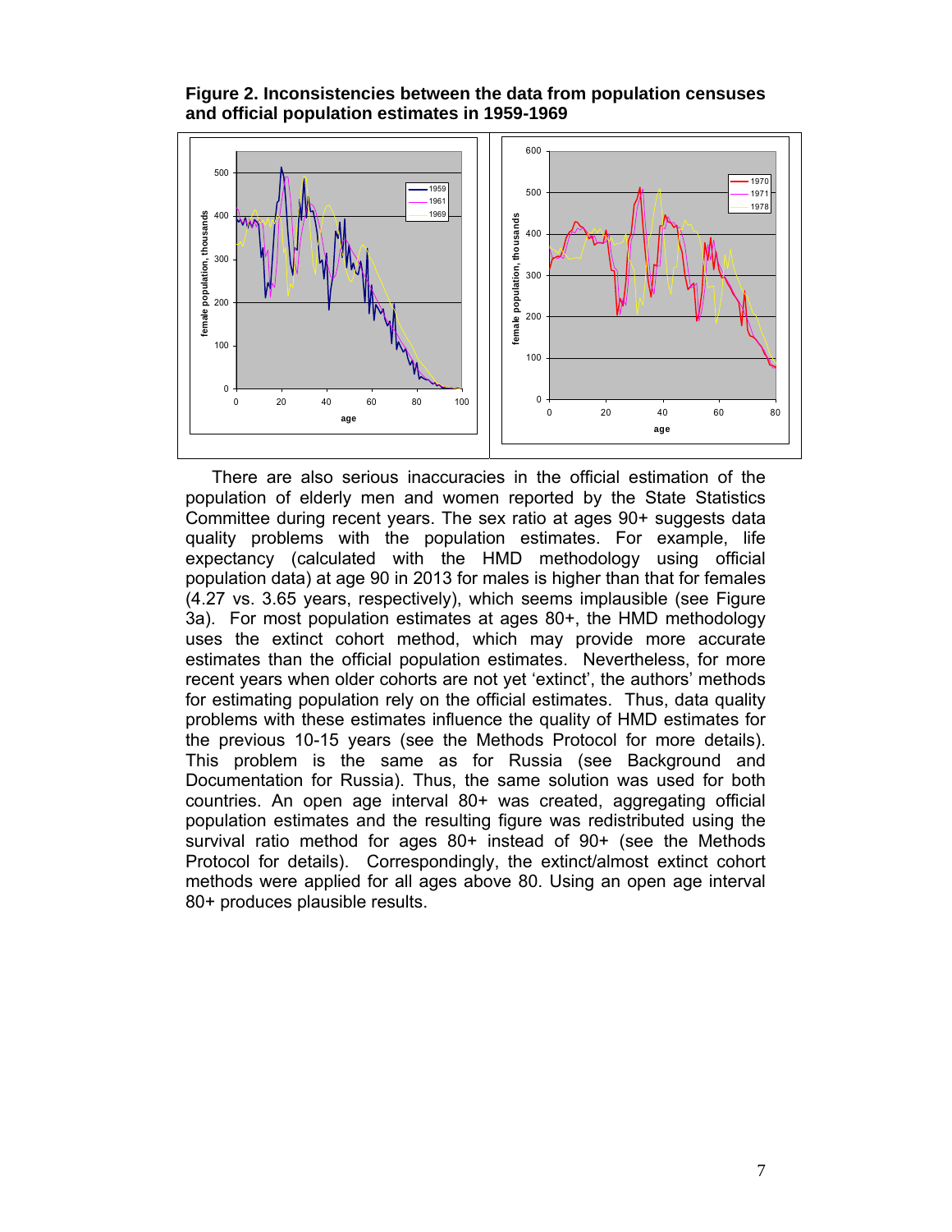**Figure 2. Inconsistencies between the data from population censuses and official population estimates in 1959-1969**

There are also serious inaccuracies in the official estimation of the population of elderly men and women reported by the State Statistics Committee during recent years. The sex ratio at ages 90+ suggests data quality problems with the population estimates. For example, life expectancy (calculated with the HMD methodology using official population data) at age 90 in 2013 for males is higher than that for females (4.27 vs. 3.65 years, respectively), which seems implausible (see Figure 3a). For most population estimates at ages 80+, the HMD methodology uses the extinct cohort method, which may provide more accurate estimates than the official population estimates. Nevertheless, for more recent years when older cohorts are not yet 'extinct', the authors' methods for estimating population rely on the official estimates. Thus, data quality problems with these estimates influence the quality of HMD estimates for the previous 10-15 years (see the Methods Protocol for more details). This problem is the same as for Russia (see Background and Documentation for Russia). Thus, the same solution was used for both countries. An open age interval 80+ was created, aggregating official population estimates and the resulting figure was redistributed using the survival ratio method for ages 80+ instead of 90+ (see the Methods Protocol for details). Correspondingly, the extinct/almost extinct cohort methods were applied for all ages above 80. Using an open age interval 80+ produces plausible results.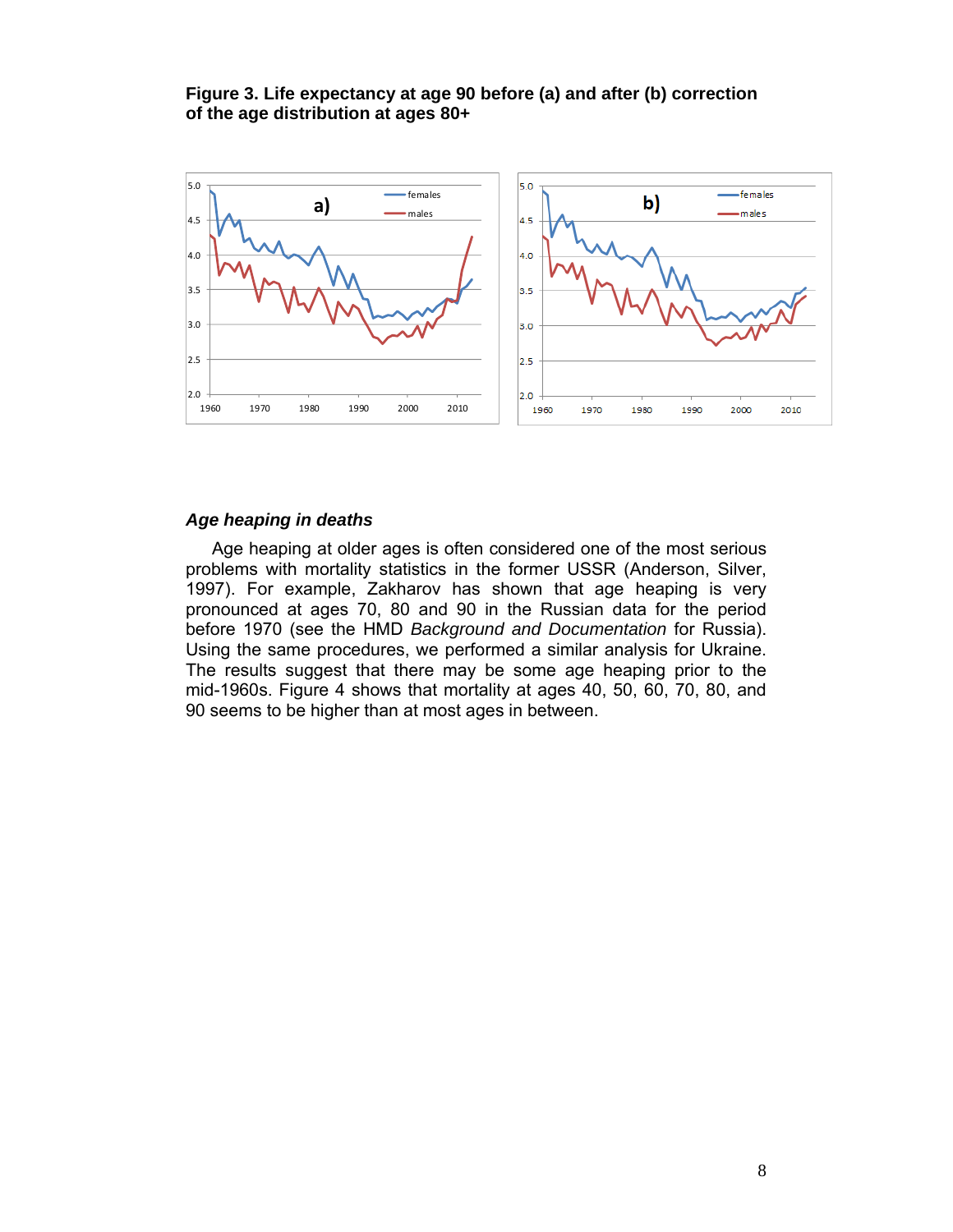**Figure 3. Life expectancy at age 90 before (a) and after (b) correction of the age distribution at ages 80+**

### *Age heaping in deaths*

Age heaping at older ages is often considered one of the most serious problems with mortality statistics in the former USSR (Anderson, Silver, 1997). For example, Zakharov has shown that age heaping is very pronounced at ages 70, 80 and 90 in the Russian data for the period before 1970 (see the HMD *Background and Documentation* for Russia). Using the same procedures, we performed a similar analysis for Ukraine. The results suggest that there may be some age heaping prior to the mid-1960s. Figure 4 shows that mortality at ages 40, 50, 60, 70, 80, and 90 seems to be higher than at most ages in between.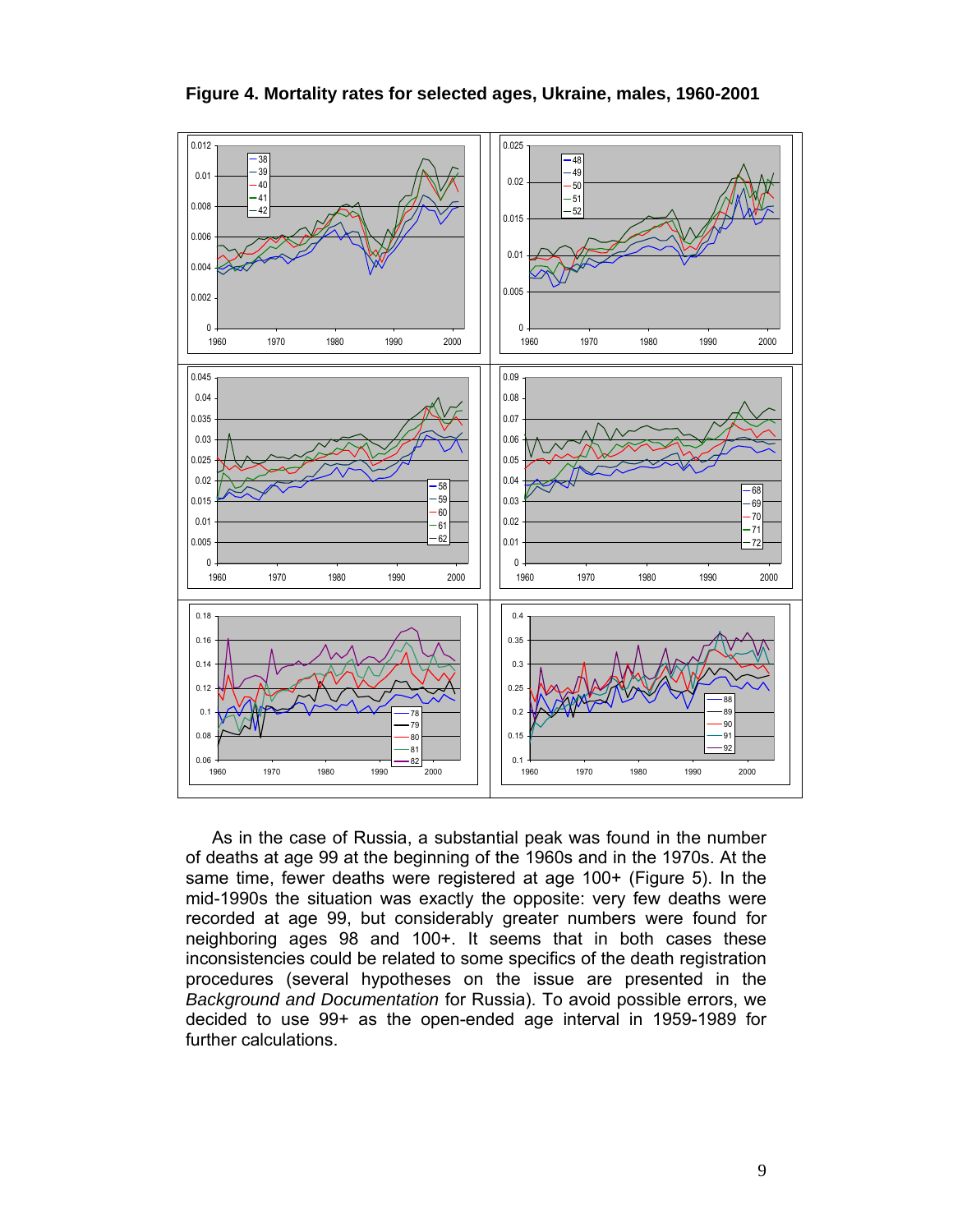**Figure 4. Mortality rates for selected ages, Ukraine, males, 1960-2001**

As in the case of Russia, a substantial peak was found in the number of deaths at age 99 at the beginning of the 1960s and in the 1970s. At the same time, fewer deaths were registered at age 100+ (Figure 5). In the mid-1990s the situation was exactly the opposite: very few deaths were recorded at age 99, but considerably greater numbers were found for neighboring ages 98 and 100+. It seems that in both cases these inconsistencies could be related to some specifics of the death registration procedures (several hypotheses on the issue are presented in the *Background and Documentation* for Russia). To avoid possible errors, we decided to use 99+ as the open-ended age interval in 1959-1989 for further calculations.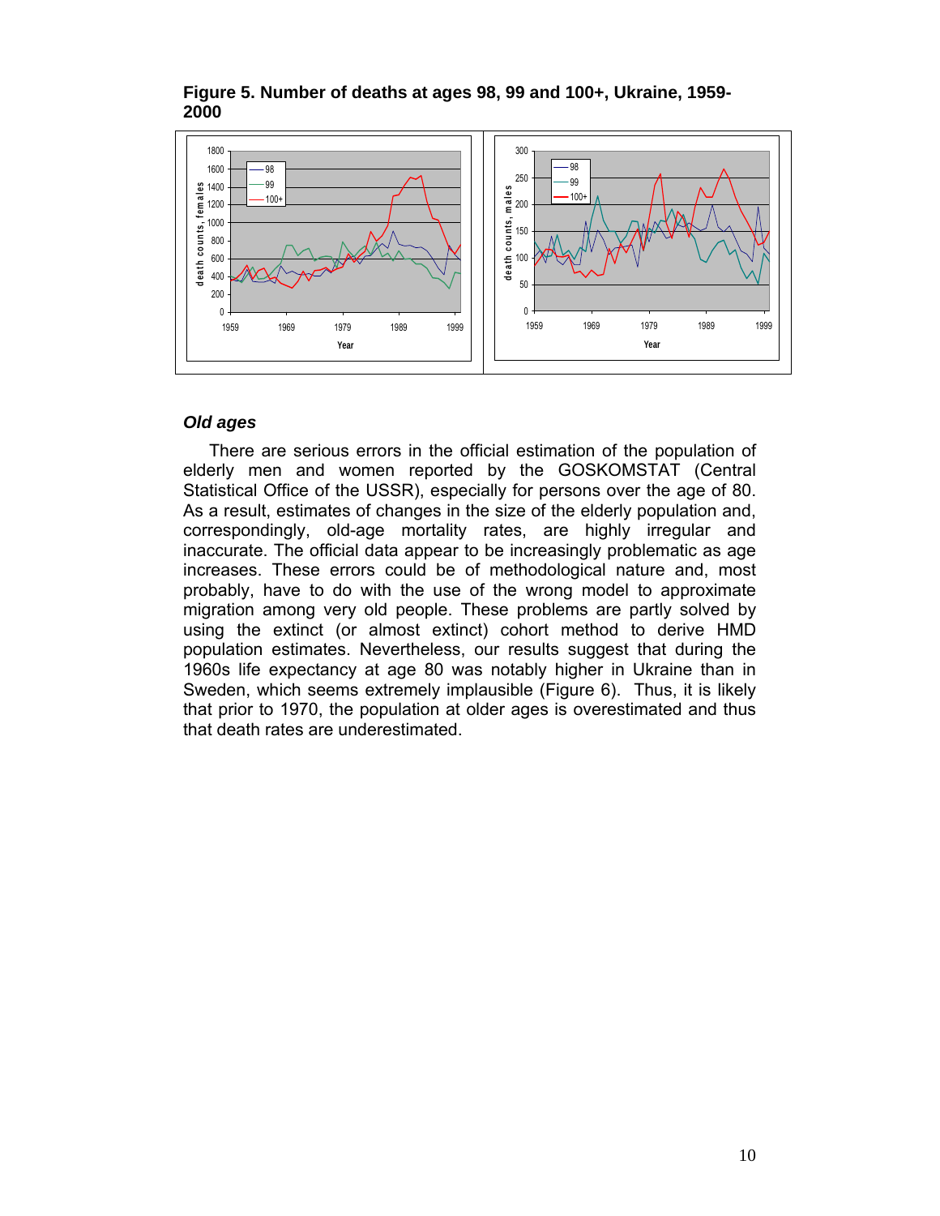**Figure 5. Number of deaths at ages 98, 99 and 100+, Ukraine, 1959-2000**

### *Old ages*

There are serious errors in the official estimation of the population of elderly men and women reported by the GOSKOMSTAT (Central Statistical Office of the USSR), especially for persons over the age of 80. As a result, estimates of changes in the size of the elderly population and, correspondingly, old-age mortality rates, are highly irregular and inaccurate. The official data appear to be increasingly problematic as age increases. These errors could be of methodological nature and, most probably, have to do with the use of the wrong model to approximate migration among very old people. These problems are partly solved by using the extinct (or almost extinct) cohort method to derive HMD population estimates. Nevertheless, our results suggest that during the 1960s life expectancy at age 80 was notably higher in Ukraine than in Sweden, which seems extremely implausible (Figure 6). Thus, it is likely that prior to 1970, the population at older ages is overestimated and thus that death rates are underestimated.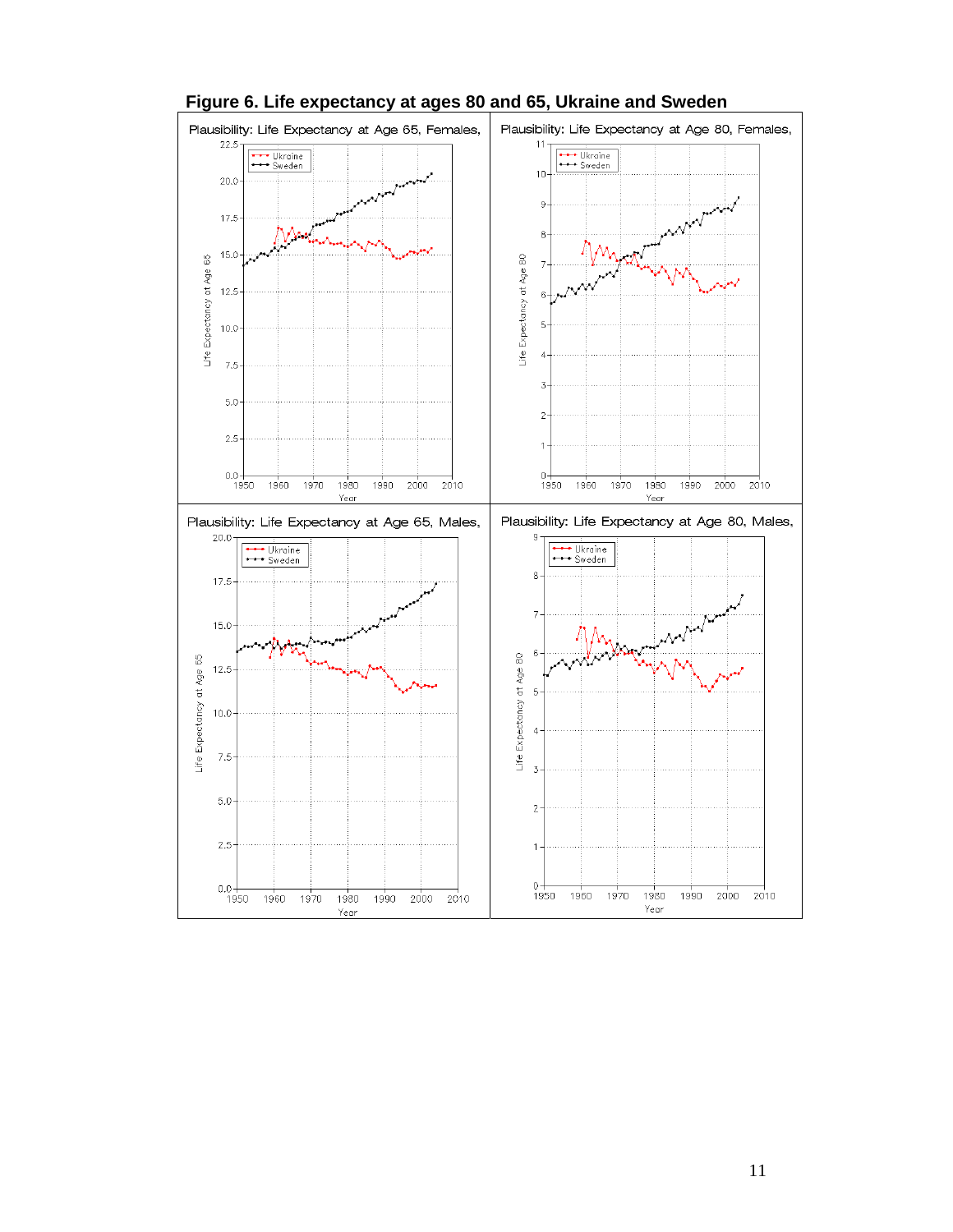**Figure 6. Life expectancy at ages 80 and 65, Ukraine and Sweden**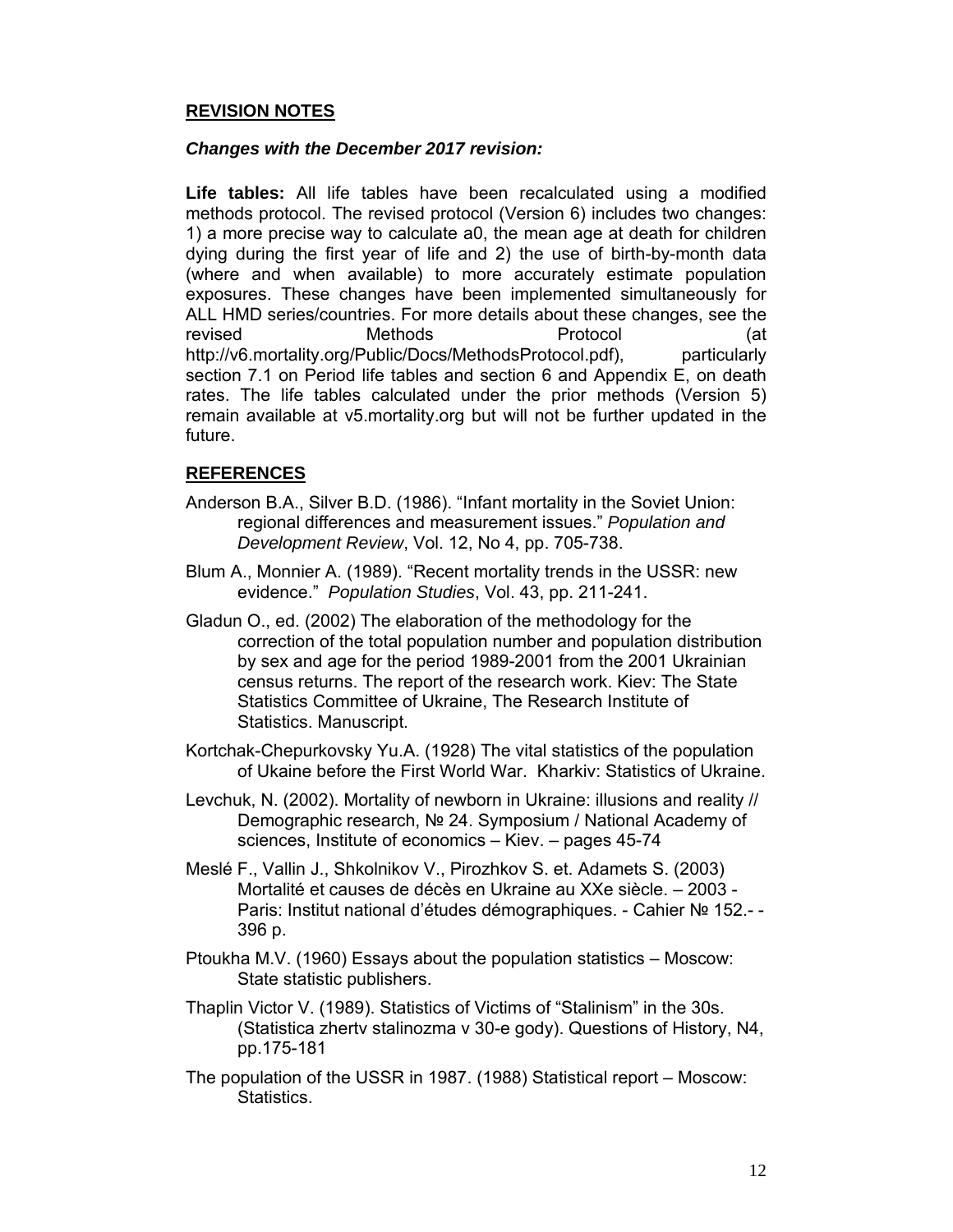## REVISION NOTES

### *Changes with the December 2017 revision:*

**Life tables:** All life tables have been recalculated using a modified methods protocol. The revised protocol (Version 6) includes two changes: 1) a more precise way to calculate a0, the mean age at death for children dying during the first year of life and 2) the use of birth-by-month data (where and when available) to more accurately estimate population exposures. These changes have been implemented simultaneously for ALL HMD series/countries. For more details about these changes, see the revised Methods Protocol (at http://v6.mortality.org/Public/Docs/MethodsProtocol.pdf), particularly section 7.1 on Period life tables and section 6 and Appendix E, on death rates. The life tables calculated under the prior methods (Version 5) remain available at v5.mortality.org but will not be further updated in the future.

## REFERENCES

Anderson B.A., Silver B.D. (1986). "Infant mortality in the Soviet Union: regional differences and measurement issues." *Population and Development Review*, Vol. 12, No 4, pp. 705-738.

Blum A., Monnier A. (1989). "Recent mortality trends in the USSR: new evidence." *Population Studies*, Vol. 43, pp. 211-241.

Gladun O., ed. (2002) The elaboration of the methodology for the correction of the total population number and population distribution by sex and age for the period 1989-2001 from the 2001 Ukrainian census returns. The report of the research work. Kiev: The State Statistics Committee of Ukraine, The Research Institute of Statistics. Manuscript.

Kortchak-Chepurkovsky Yu.A. (1928) The vital statistics of the population of Ukaine before the First World War. Kharkiv: Statistics of Ukraine.

Levchuk, N. (2002). Mortality of newborn in Ukraine: illusions and reality // Demographic research, № 24. Symposium / National Academy of sciences, Institute of economics – Kiev. – pages 45-74

Meslé F., Vallin J., Shkolnikov V., Pirozhkov S. et. Adamets S. (2003) Mortalité et causes de décès en Ukraine au XXe siècle. – 2003 - Paris: Institut national d'études démographiques. - Cahier № 152.- - 396 p.

Ptoukha M.V. (1960) Essays about the population statistics – Moscow: State statistic publishers.

Thaplin Victor V. (1989). Statistics of Victims of "Stalinism" in the 30s. (Statistica zhertv stalinozma v 30-e gody). Questions of History, N4, pp.175-181

The population of the USSR in 1987. (1988) Statistical report – Moscow: Statistics.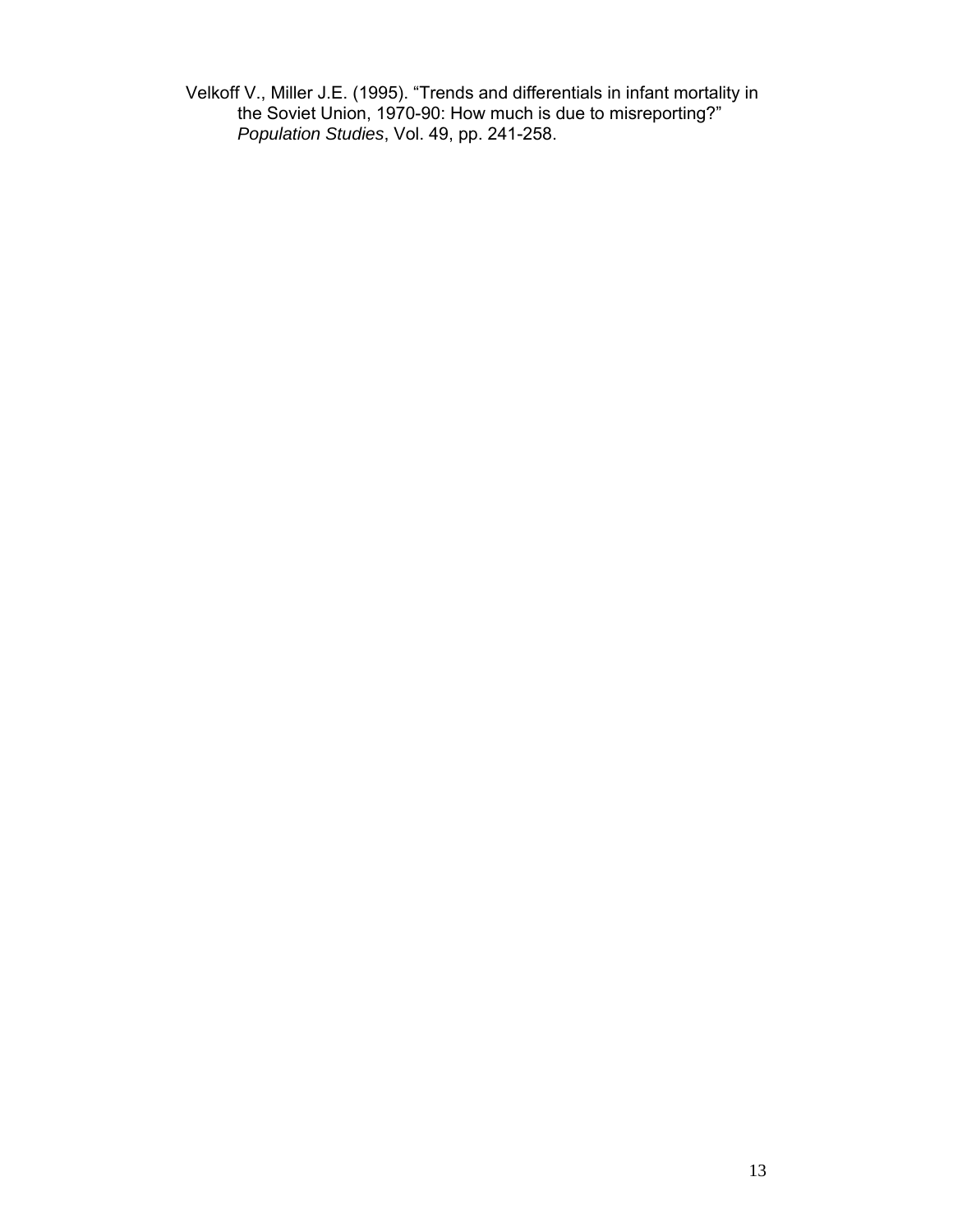Velkoff V., Miller J.E. (1995). "Trends and differentials in infant mortality in the Soviet Union, 1970-90: How much is due to misreporting?" *Population Studies*, Vol. 49, pp. 241-258.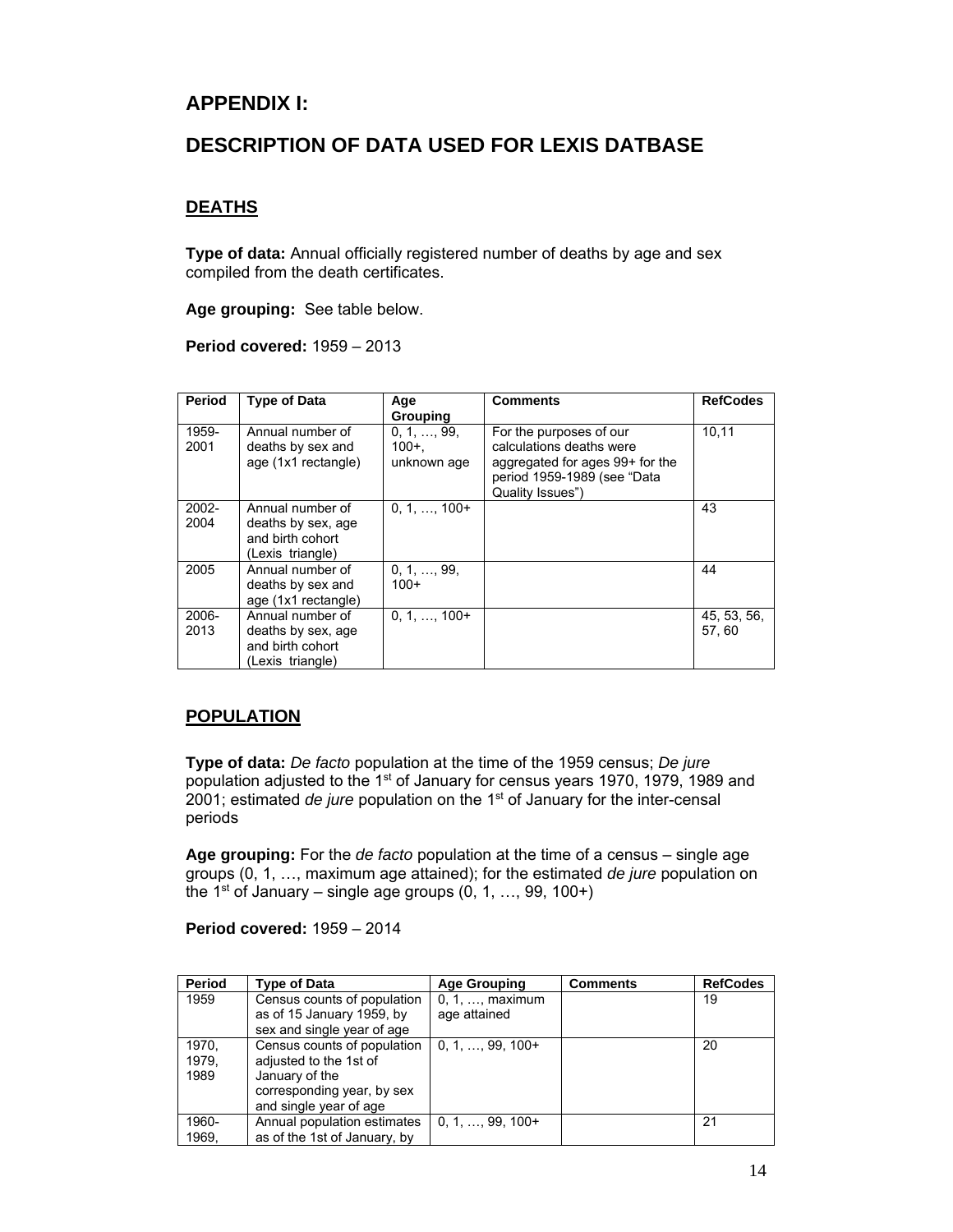## APPENDIX I:

## DESCRIPTION OF DATA USED FOR LEXIS DATBASE

### DEATHS

**Type of data:** Annual officially registered number of deaths by age and sex compiled from the death certificates.

**Age grouping:** See table below.

**Period covered:** 1959 – 2013

| Period | Type of Data | Age Grouping | Comments | RefCodes |
|---|---|---|---|---|
| 1959-2001 | Annual number of deaths by sex and age (1x1 rectangle) | 0, 1, …, 99, 100+, unknown age | For the purposes of our calculations deaths were aggregated for ages 99+ for the period 1959-1989 (see "Data Quality Issues") | 10,11 |
| 2002-2004 | Annual number of deaths by sex, age and birth cohort (Lexis triangle) | 0, 1, …, 100+ | | 43 |
| 2005 | Annual number of deaths by sex and age (1x1 rectangle) | 0, 1, …, 99, 100+ | | 44 |
| 2006-2013 | Annual number of deaths by sex, age and birth cohort (Lexis triangle) | 0, 1, …, 100+ | | 45, 53, 56, 57, 60 |

### POPULATION

**Type of data:** *De facto* population at the time of the 1959 census; *De jure* population adjusted to the 1st of January for census years 1970, 1979, 1989 and 2001; estimated *de jure* population on the 1st of January for the inter-censal periods

**Age grouping:** For the *de facto* population at the time of a census – single age groups (0, 1, …, maximum age attained); for the estimated *de jure* population on the 1st of January – single age groups (0, 1, …, 99, 100+)

**Period covered:** 1959 – 2014

| Period | Type of Data | Age Grouping | Comments | RefCodes |
|---|---|---|---|---|
| 1959 | Census counts of population as of 15 January 1959, by sex and single year of age | 0, 1, …, maximum age attained | | 19 |
| 1970, 1979, 1989 | Census counts of population adjusted to the 1st of January of the corresponding year, by sex and single year of age | 0, 1, …, 99, 100+ | | 20 |
| 1960-1969, | Annual population estimates as of the 1st of January, by | 0, 1, …, 99, 100+ | | 21 |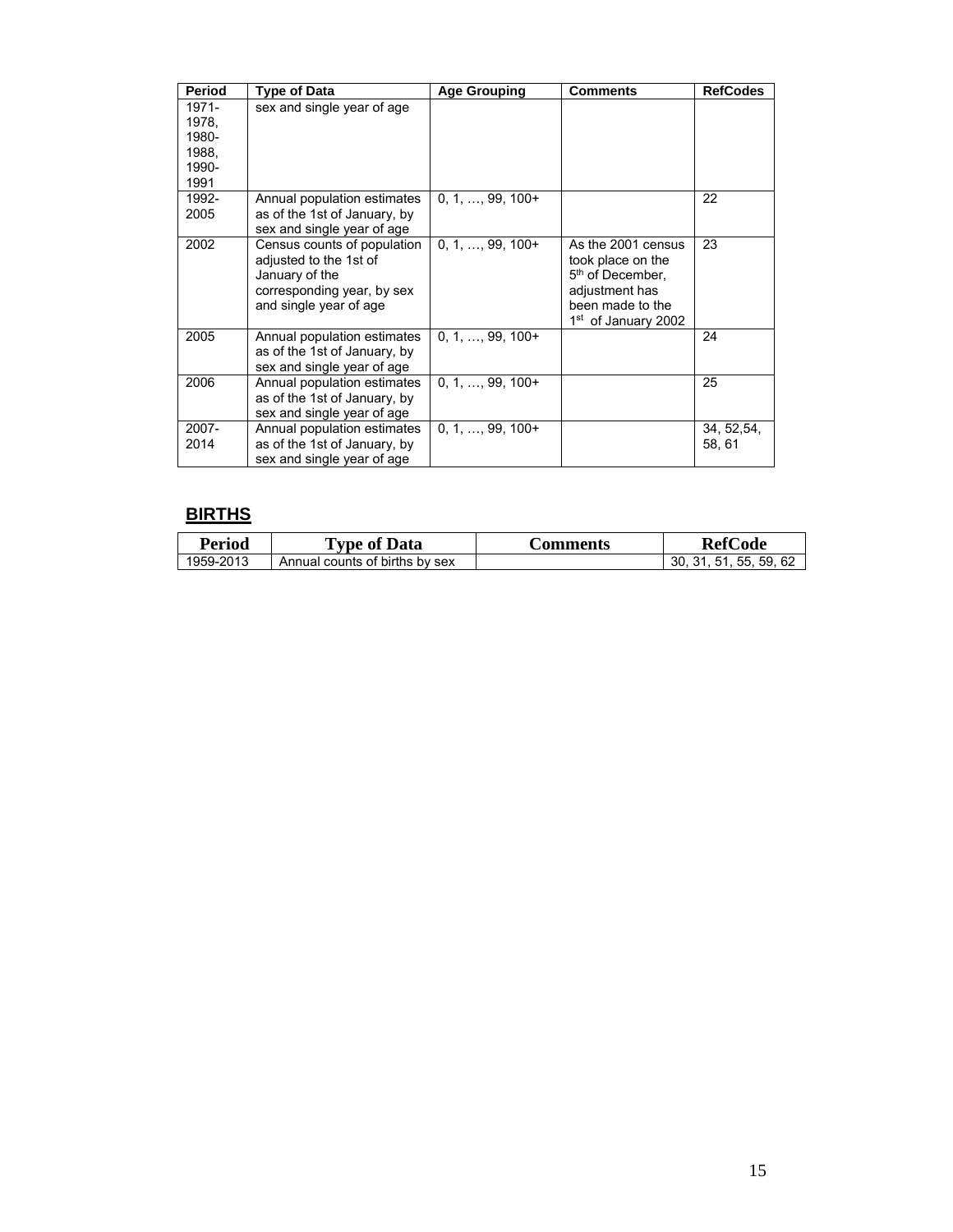| Period | Type of Data | Age Grouping | Comments | RefCodes |
|---|---|---|---|---|
| 1971-1978, 1980-1988, 1990-1991 | sex and single year of age | | | |
| 1992-2005 | Annual population estimates as of the 1st of January, by sex and single year of age | 0, 1, …, 99, 100+ | | 22 |
| 2002 | Census counts of population adjusted to the 1st of January of the corresponding year, by sex and single year of age | 0, 1, …, 99, 100+ | As the 2001 census took place on the 5th of December, adjustment has been made to the 1st of January 2002 | 23 |
| 2005 | Annual population estimates as of the 1st of January, by sex and single year of age | 0, 1, …, 99, 100+ | | 24 |
| 2006 | Annual population estimates as of the 1st of January, by sex and single year of age | 0, 1, …, 99, 100+ | | 25 |
| 2007-2014 | Annual population estimates as of the 1st of January, by sex and single year of age | 0, 1, …, 99, 100+ | | 34, 52,54, 58, 61 |

## **BIRTHS**

| Period | Type of Data | Comments | RefCode |
|---|---|---|---|
| 1959-2013 | Annual counts of births by sex | | 30, 31, 51, 55, 59, 62 |